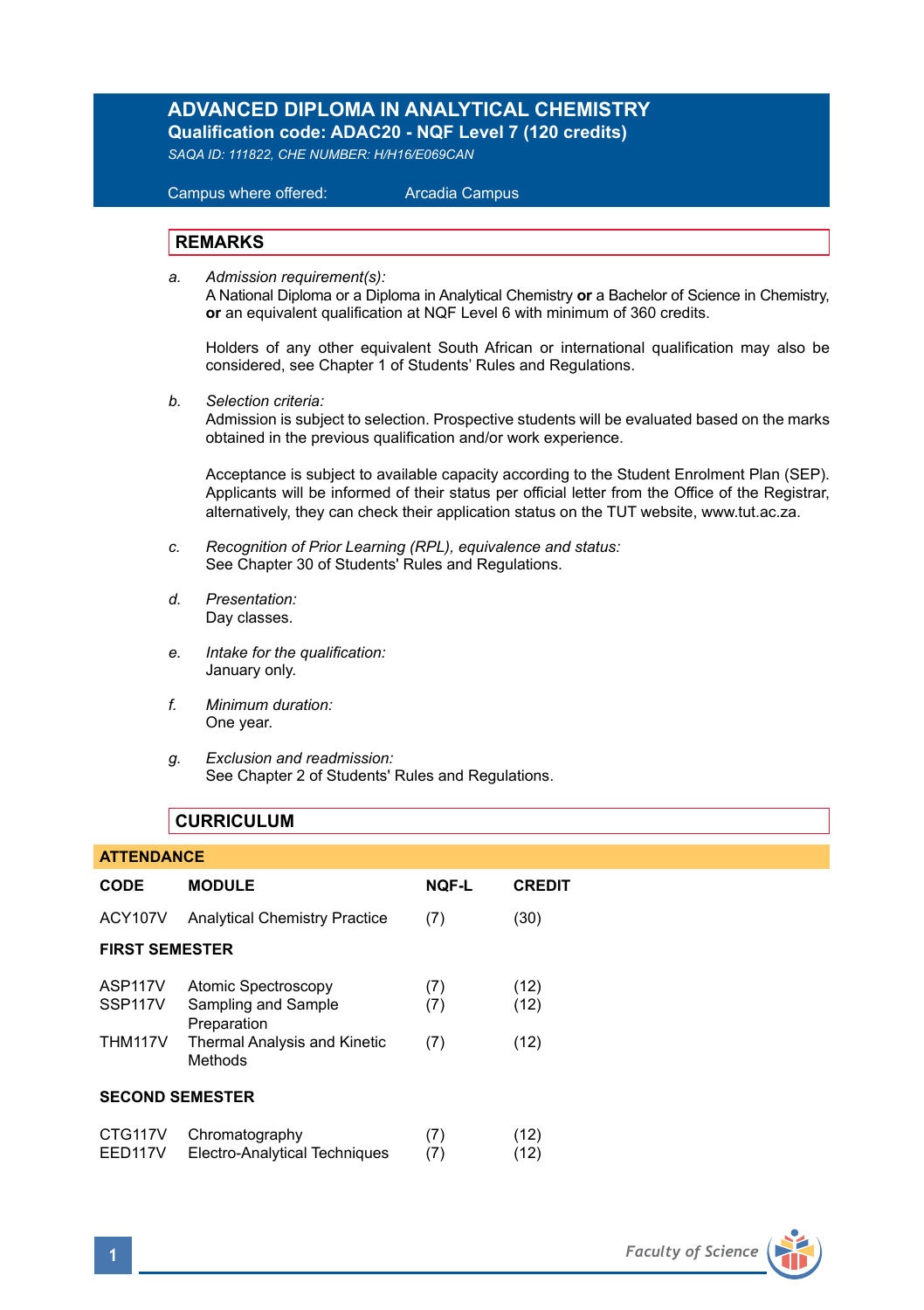# ADVANCED DIPLOMA IN ANALYTICAL CHEMISTRY

**Qualification code: ADAC20 - NQF Level 7 (120 credits)**

*SAQA ID: 111822, CHE NUMBER: H/H16/E069CAN*

Campus where offered: Arcadia Campus

## REMARKS

a. *Admission requirement(s):*
A National Diploma or a Diploma in Analytical Chemistry **or** a Bachelor of Science in Chemistry, **or** an equivalent qualification at NQF Level 6 with minimum of 360 credits.

Holders of any other equivalent South African or international qualification may also be considered, see Chapter 1 of Students' Rules and Regulations.

b. *Selection criteria:*
Admission is subject to selection. Prospective students will be evaluated based on the marks obtained in the previous qualification and/or work experience.

Acceptance is subject to available capacity according to the Student Enrolment Plan (SEP). Applicants will be informed of their status per official letter from the Office of the Registrar, alternatively, they can check their application status on the TUT website, www.tut.ac.za.

c. *Recognition of Prior Learning (RPL), equivalence and status:*
See Chapter 30 of Students' Rules and Regulations.

d. *Presentation:*
Day classes.

e. *Intake for the qualification:*
January only.

f. *Minimum duration:*
One year.

g. *Exclusion and readmission:*
See Chapter 2 of Students' Rules and Regulations.

## CURRICULUM

### ATTENDANCE

| CODE | MODULE | NQF-L | CREDIT |
|---|---|---|---|
| ACY107V | Analytical Chemistry Practice | (7) | (30) |
| **FIRST SEMESTER** | | | |
| ASP117V | Atomic Spectroscopy | (7) | (12) |
| SSP117V | Sampling and Sample Preparation | (7) | (12) |
| THM117V | Thermal Analysis and Kinetic Methods | (7) | (12) |
| **SECOND SEMESTER** | | | |
| CTG117V | Chromatography | (7) | (12) |
| EED117V | Electro-Analytical Techniques | (7) | (12) |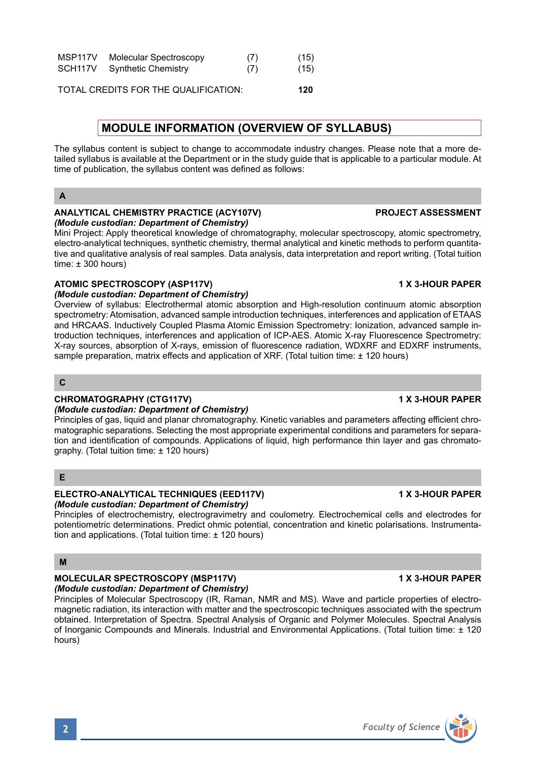| MSP117V | Molecular Spectroscopy | (7) | (15) |
|---|---|---|---|
| SCH117V | Synthetic Chemistry | (7) | (15) |

TOTAL CREDITS FOR THE QUALIFICATION: **120**

## MODULE INFORMATION (OVERVIEW OF SYLLABUS)

The syllabus content is subject to change to accommodate industry changes. Please note that a more detailed syllabus is available at the Department or in the study guide that is applicable to a particular module. At time of publication, the syllabus content was defined as follows:

### A

**ANALYTICAL CHEMISTRY PRACTICE (ACY107V)** — **PROJECT ASSESSMENT**
***(Module custodian: Department of Chemistry)***
Mini Project: Apply theoretical knowledge of chromatography, molecular spectroscopy, atomic spectrometry, electro-analytical techniques, synthetic chemistry, thermal analytical and kinetic methods to perform quantitative and qualitative analysis of real samples. Data analysis, data interpretation and report writing. (Total tuition time: ± 300 hours)

**ATOMIC SPECTROSCOPY (ASP117V)** — **1 X 3-HOUR PAPER**
***(Module custodian: Department of Chemistry)***
Overview of syllabus: Electrothermal atomic absorption and High-resolution continuum atomic absorption spectrometry: Atomisation, advanced sample introduction techniques, interferences and application of ETAAS and HRCAAS. Inductively Coupled Plasma Atomic Emission Spectrometry: Ionization, advanced sample introduction techniques, interferences and application of ICP-AES. Atomic X-ray Fluorescence Spectrometry: X-ray sources, absorption of X-rays, emission of fluorescence radiation, WDXRF and EDXRF instruments, sample preparation, matrix effects and application of XRF. (Total tuition time: ± 120 hours)

### C

**CHROMATOGRAPHY (CTG117V)** — **1 X 3-HOUR PAPER**
***(Module custodian: Department of Chemistry)***
Principles of gas, liquid and planar chromatography. Kinetic variables and parameters affecting efficient chromatographic separations. Selecting the most appropriate experimental conditions and parameters for separation and identification of compounds. Applications of liquid, high performance thin layer and gas chromatography. (Total tuition time: ± 120 hours)

### E

**ELECTRO-ANALYTICAL TECHNIQUES (EED117V)** — **1 X 3-HOUR PAPER**
***(Module custodian: Department of Chemistry)***
Principles of electrochemistry, electrogravimetry and coulometry. Electrochemical cells and electrodes for potentiometric determinations. Predict ohmic potential, concentration and kinetic polarisations. Instrumentation and applications. (Total tuition time: ± 120 hours)

### M

**MOLECULAR SPECTROSCOPY (MSP117V)** — **1 X 3-HOUR PAPER**
***(Module custodian: Department of Chemistry)***
Principles of Molecular Spectroscopy (IR, Raman, NMR and MS). Wave and particle properties of electromagnetic radiation, its interaction with matter and the spectroscopic techniques associated with the spectrum obtained. Interpretation of Spectra. Spectral Analysis of Organic and Polymer Molecules. Spectral Analysis of Inorganic Compounds and Minerals. Industrial and Environmental Applications. (Total tuition time: ± 120 hours)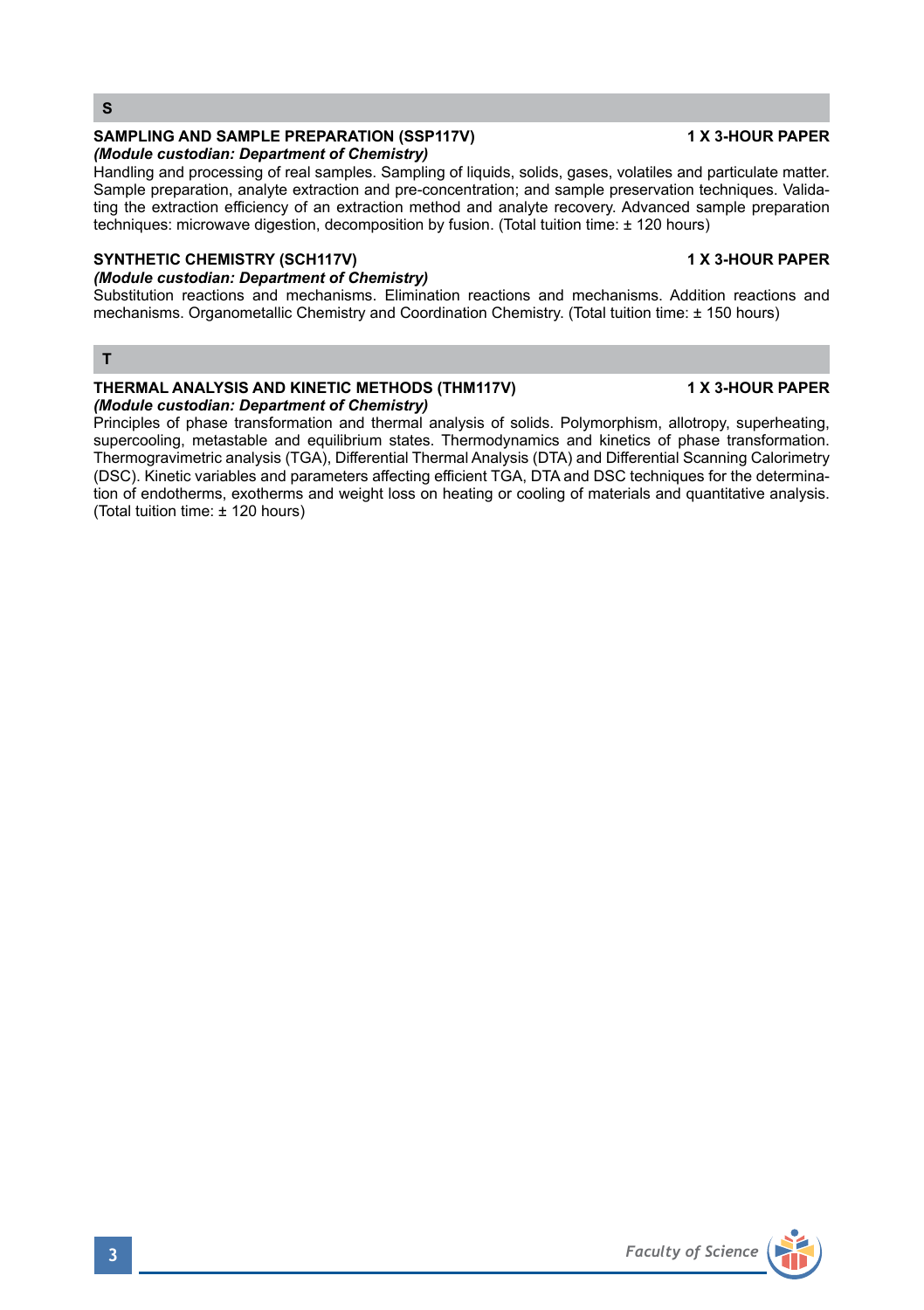## S

### SAMPLING AND SAMPLE PREPARATION (SSP117V) — 1 X 3-HOUR PAPER

***(Module custodian: Department of Chemistry)***

Handling and processing of real samples. Sampling of liquids, solids, gases, volatiles and particulate matter. Sample preparation, analyte extraction and pre-concentration; and sample preservation techniques. Validating the extraction efficiency of an extraction method and analyte recovery. Advanced sample preparation techniques: microwave digestion, decomposition by fusion. (Total tuition time: ± 120 hours)

### SYNTHETIC CHEMISTRY (SCH117V) — 1 X 3-HOUR PAPER

***(Module custodian: Department of Chemistry)***

Substitution reactions and mechanisms. Elimination reactions and mechanisms. Addition reactions and mechanisms. Organometallic Chemistry and Coordination Chemistry. (Total tuition time: ± 150 hours)

## T

### THERMAL ANALYSIS AND KINETIC METHODS (THM117V) — 1 X 3-HOUR PAPER

***(Module custodian: Department of Chemistry)***

Principles of phase transformation and thermal analysis of solids. Polymorphism, allotropy, superheating, supercooling, metastable and equilibrium states. Thermodynamics and kinetics of phase transformation. Thermogravimetric analysis (TGA), Differential Thermal Analysis (DTA) and Differential Scanning Calorimetry (DSC). Kinetic variables and parameters affecting efficient TGA, DTA and DSC techniques for the determination of endotherms, exotherms and weight loss on heating or cooling of materials and quantitative analysis. (Total tuition time: ± 120 hours)